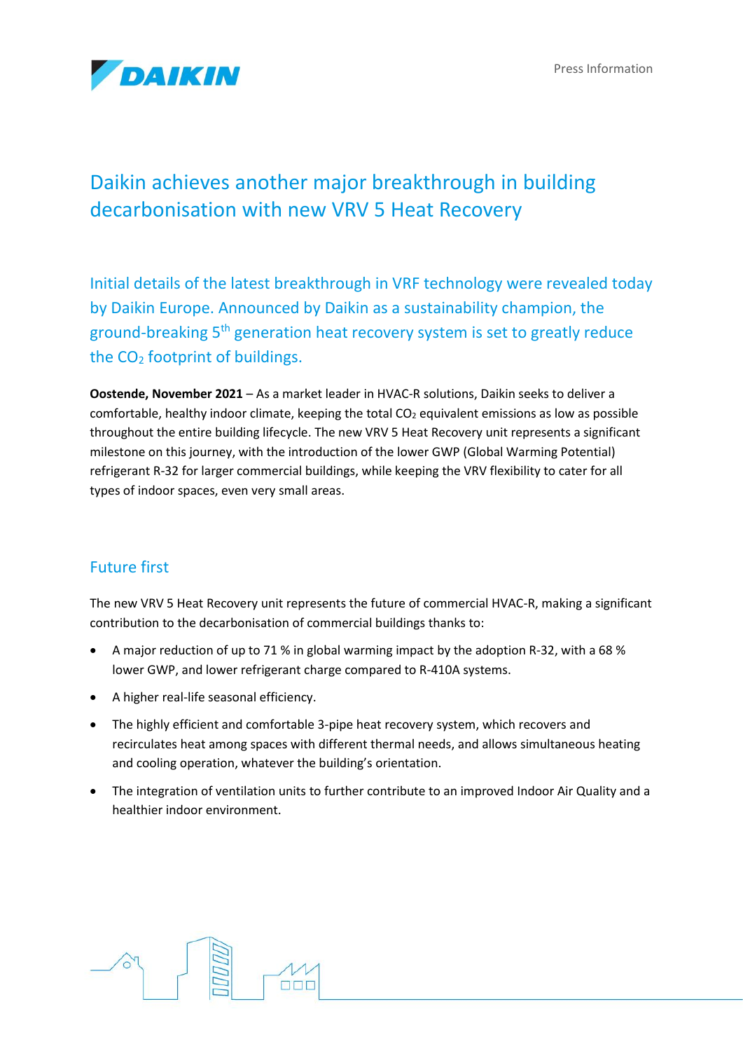# Daikin achieves another major breakthrough in building decarbonisation with new VRV 5 Heat Recovery

## Initial details of the latest breakthrough in VRF technology were revealed today by Daikin Europe. Announced by Daikin as a sustainability champion, the ground-breaking 5th generation heat recovery system is set to greatly reduce the $CO_2$ footprint of buildings.

**Oostende, November 2021** – As a market leader in HVAC-R solutions, Daikin seeks to deliver a comfortable, healthy indoor climate, keeping the total $CO_2$ equivalent emissions as low as possible throughout the entire building lifecycle. The new VRV 5 Heat Recovery unit represents a significant milestone on this journey, with the introduction of the lower GWP (Global Warming Potential) refrigerant R-32 for larger commercial buildings, while keeping the VRV flexibility to cater for all types of indoor spaces, even very small areas.

## Future first

The new VRV 5 Heat Recovery unit represents the future of commercial HVAC-R, making a significant contribution to the decarbonisation of commercial buildings thanks to:

- A major reduction of up to 71 % in global warming impact by the adoption R-32, with a 68 % lower GWP, and lower refrigerant charge compared to R-410A systems.
- A higher real-life seasonal efficiency.
- The highly efficient and comfortable 3-pipe heat recovery system, which recovers and recirculates heat among spaces with different thermal needs, and allows simultaneous heating and cooling operation, whatever the building's orientation.
- The integration of ventilation units to further contribute to an improved Indoor Air Quality and a healthier indoor environment.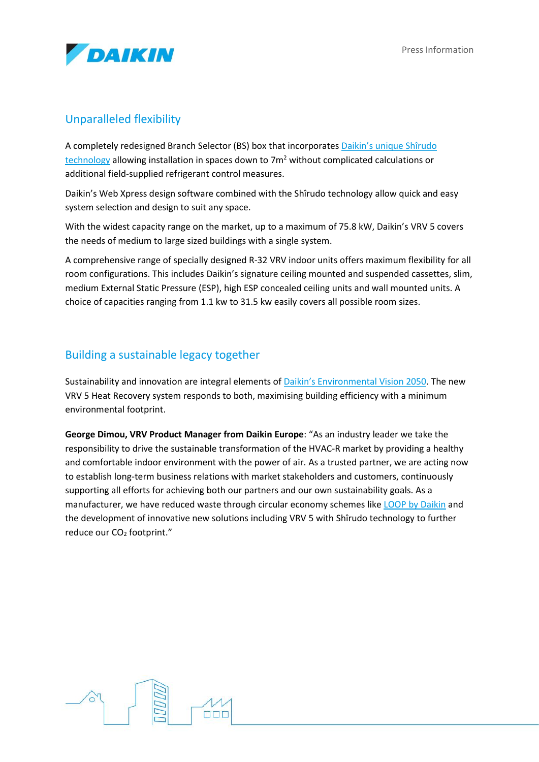## Unparalleled flexibility

A completely redesigned Branch Selector (BS) box that incorporates Daikin's unique Shîrudo technology allowing installation in spaces down to 7m$^2$ without complicated calculations or additional field-supplied refrigerant control measures.

Daikin's Web Xpress design software combined with the Shîrudo technology allow quick and easy system selection and design to suit any space.

With the widest capacity range on the market, up to a maximum of 75.8 kW, Daikin's VRV 5 covers the needs of medium to large sized buildings with a single system.

A comprehensive range of specially designed R-32 VRV indoor units offers maximum flexibility for all room configurations. This includes Daikin's signature ceiling mounted and suspended cassettes, slim, medium External Static Pressure (ESP), high ESP concealed ceiling units and wall mounted units. A choice of capacities ranging from 1.1 kw to 31.5 kw easily covers all possible room sizes.

## Building a sustainable legacy together

Sustainability and innovation are integral elements of Daikin's Environmental Vision 2050. The new VRV 5 Heat Recovery system responds to both, maximising building efficiency with a minimum environmental footprint.

**George Dimou, VRV Product Manager from Daikin Europe**: "As an industry leader we take the responsibility to drive the sustainable transformation of the HVAC-R market by providing a healthy and comfortable indoor environment with the power of air. As a trusted partner, we are acting now to establish long-term business relations with market stakeholders and customers, continuously supporting all efforts for achieving both our partners and our own sustainability goals. As a manufacturer, we have reduced waste through circular economy schemes like LOOP by Daikin and the development of innovative new solutions including VRV 5 with Shîrudo technology to further reduce our $CO_2$ footprint."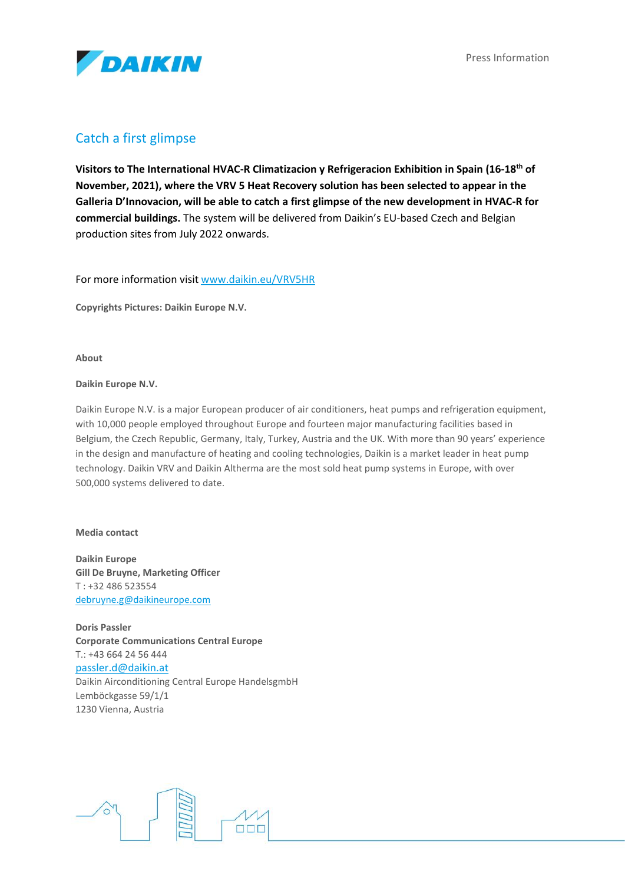## Catch a first glimpse

**Visitors to The International HVAC-R Climatizacion y Refrigeracion Exhibition in Spain (16-18th of November, 2021), where the VRV 5 Heat Recovery solution has been selected to appear in the Galleria D'Innovacion, will be able to catch a first glimpse of the new development in HVAC-R for commercial buildings.** The system will be delivered from Daikin's EU-based Czech and Belgian production sites from July 2022 onwards.

For more information visit www.daikin.eu/VRV5HR

**Copyrights Pictures: Daikin Europe N.V.**

**About**

**Daikin Europe N.V.**

Daikin Europe N.V. is a major European producer of air conditioners, heat pumps and refrigeration equipment, with 10,000 people employed throughout Europe and fourteen major manufacturing facilities based in Belgium, the Czech Republic, Germany, Italy, Turkey, Austria and the UK. With more than 90 years' experience in the design and manufacture of heating and cooling technologies, Daikin is a market leader in heat pump technology. Daikin VRV and Daikin Altherma are the most sold heat pump systems in Europe, with over 500,000 systems delivered to date.

**Media contact**

**Daikin Europe**
**Gill De Bruyne, Marketing Officer**
T : +32 486 523554
debruyne.g@daikineurope.com

**Doris Passler**
**Corporate Communications Central Europe**
T.: +43 664 24 56 444
passler.d@daikin.at
Daikin Airconditioning Central Europe HandelsgmbH
Lemböckgasse 59/1/1
1230 Vienna, Austria